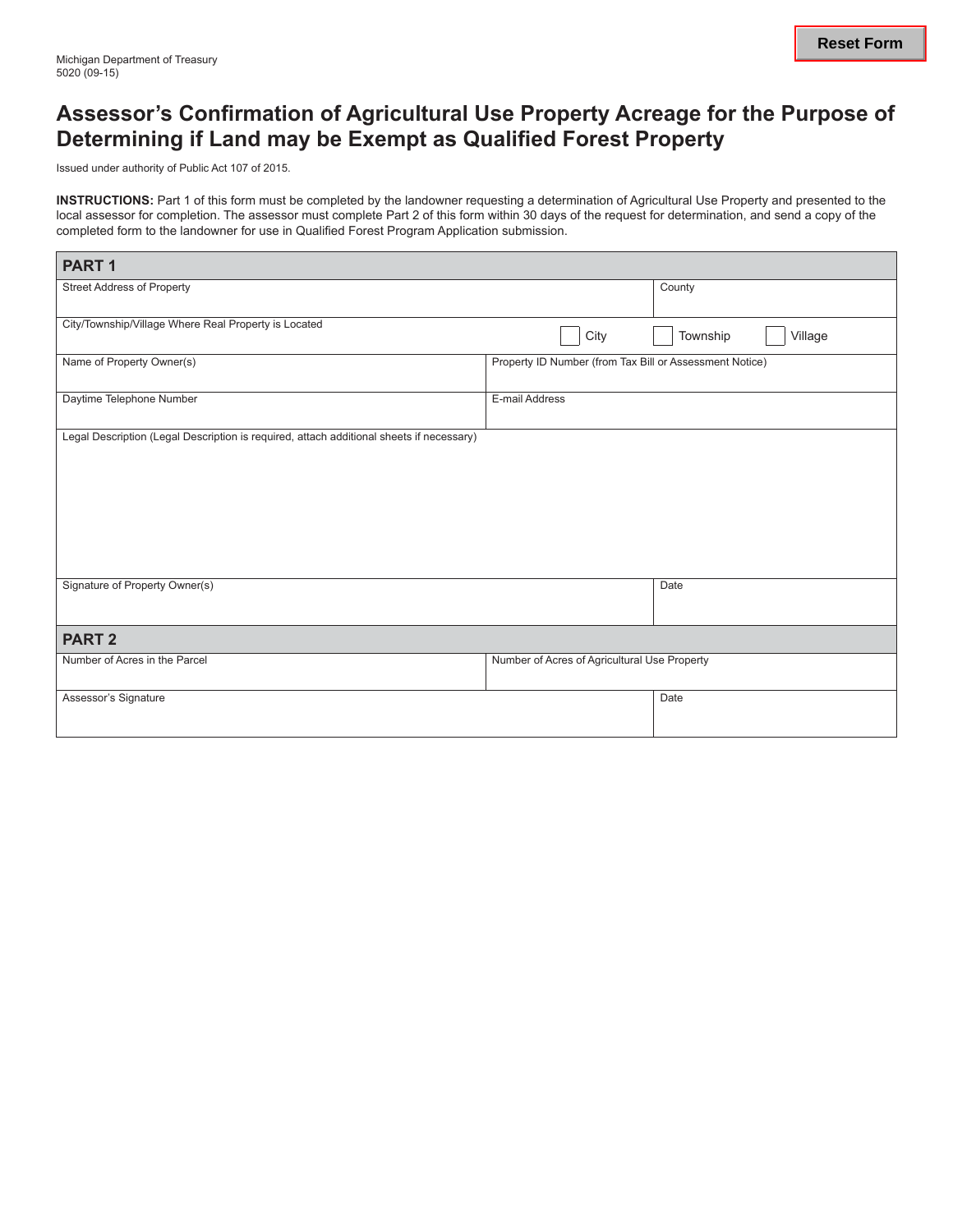Michigan Department of Treasury
5020 (09-15)

# Assessor's Confirmation of Agricultural Use Property Acreage for the Purpose of Determining if Land may be Exempt as Qualified Forest Property

Issued under authority of Public Act 107 of 2015.

**INSTRUCTIONS:** Part 1 of this form must be completed by the landowner requesting a determination of Agricultural Use Property and presented to the local assessor for completion. The assessor must complete Part 2 of this form within 30 days of the request for determination, and send a copy of the completed form to the landowner for use in Qualified Forest Program Application submission.

## PART 1

| Street Address of Property | County |
|---|---|
| | |

| City/Township/Village Where Real Property is Located | ☐ City ☐ Township ☐ Village |
|---|---|
| | |

| Name of Property Owner(s) | Property ID Number (from Tax Bill or Assessment Notice) |
|---|---|
| | |

| Daytime Telephone Number | E-mail Address |
|---|---|
| | |

Legal Description (Legal Description is required, attach additional sheets if necessary)

| Signature of Property Owner(s) | Date |
|---|---|
| | |

## PART 2

| Number of Acres in the Parcel | Number of Acres of Agricultural Use Property |
|---|---|
| | |

| Assessor's Signature | Date |
|---|---|
| | |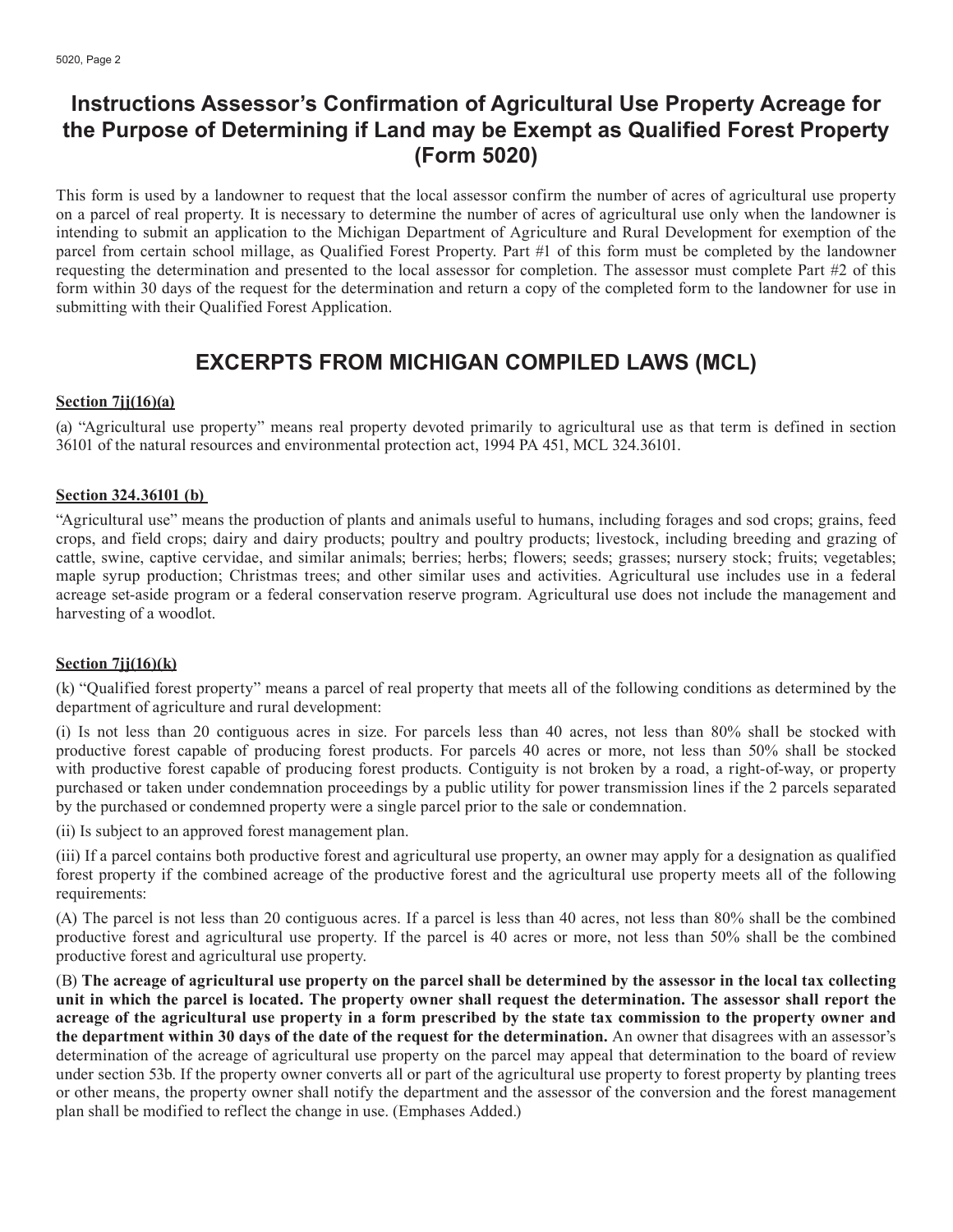# Instructions Assessor's Confirmation of Agricultural Use Property Acreage for the Purpose of Determining if Land may be Exempt as Qualified Forest Property (Form 5020)

This form is used by a landowner to request that the local assessor confirm the number of acres of agricultural use property on a parcel of real property. It is necessary to determine the number of acres of agricultural use only when the landowner is intending to submit an application to the Michigan Department of Agriculture and Rural Development for exemption of the parcel from certain school millage, as Qualified Forest Property. Part #1 of this form must be completed by the landowner requesting the determination and presented to the local assessor for completion. The assessor must complete Part #2 of this form within 30 days of the request for the determination and return a copy of the completed form to the landowner for use in submitting with their Qualified Forest Application.

## EXCERPTS FROM MICHIGAN COMPILED LAWS (MCL)

**Section 7jj(16)(a)**

(a) "Agricultural use property" means real property devoted primarily to agricultural use as that term is defined in section 36101 of the natural resources and environmental protection act, 1994 PA 451, MCL 324.36101.

**Section 324.36101 (b)**

"Agricultural use" means the production of plants and animals useful to humans, including forages and sod crops; grains, feed crops, and field crops; dairy and dairy products; poultry and poultry products; livestock, including breeding and grazing of cattle, swine, captive cervidae, and similar animals; berries; herbs; flowers; seeds; grasses; nursery stock; fruits; vegetables; maple syrup production; Christmas trees; and other similar uses and activities. Agricultural use includes use in a federal acreage set-aside program or a federal conservation reserve program. Agricultural use does not include the management and harvesting of a woodlot.

**Section 7jj(16)(k)**

(k) "Qualified forest property" means a parcel of real property that meets all of the following conditions as determined by the department of agriculture and rural development:

(i) Is not less than 20 contiguous acres in size. For parcels less than 40 acres, not less than 80% shall be stocked with productive forest capable of producing forest products. For parcels 40 acres or more, not less than 50% shall be stocked with productive forest capable of producing forest products. Contiguity is not broken by a road, a right-of-way, or property purchased or taken under condemnation proceedings by a public utility for power transmission lines if the 2 parcels separated by the purchased or condemned property were a single parcel prior to the sale or condemnation.

(ii) Is subject to an approved forest management plan.

(iii) If a parcel contains both productive forest and agricultural use property, an owner may apply for a designation as qualified forest property if the combined acreage of the productive forest and the agricultural use property meets all of the following requirements:

(A) The parcel is not less than 20 contiguous acres. If a parcel is less than 40 acres, not less than 80% shall be the combined productive forest and agricultural use property. If the parcel is 40 acres or more, not less than 50% shall be the combined productive forest and agricultural use property.

(B) **The acreage of agricultural use property on the parcel shall be determined by the assessor in the local tax collecting unit in which the parcel is located. The property owner shall request the determination. The assessor shall report the acreage of the agricultural use property in a form prescribed by the state tax commission to the property owner and the department within 30 days of the date of the request for the determination.** An owner that disagrees with an assessor's determination of the acreage of agricultural use property on the parcel may appeal that determination to the board of review under section 53b. If the property owner converts all or part of the agricultural use property to forest property by planting trees or other means, the property owner shall notify the department and the assessor of the conversion and the forest management plan shall be modified to reflect the change in use. (Emphases Added.)